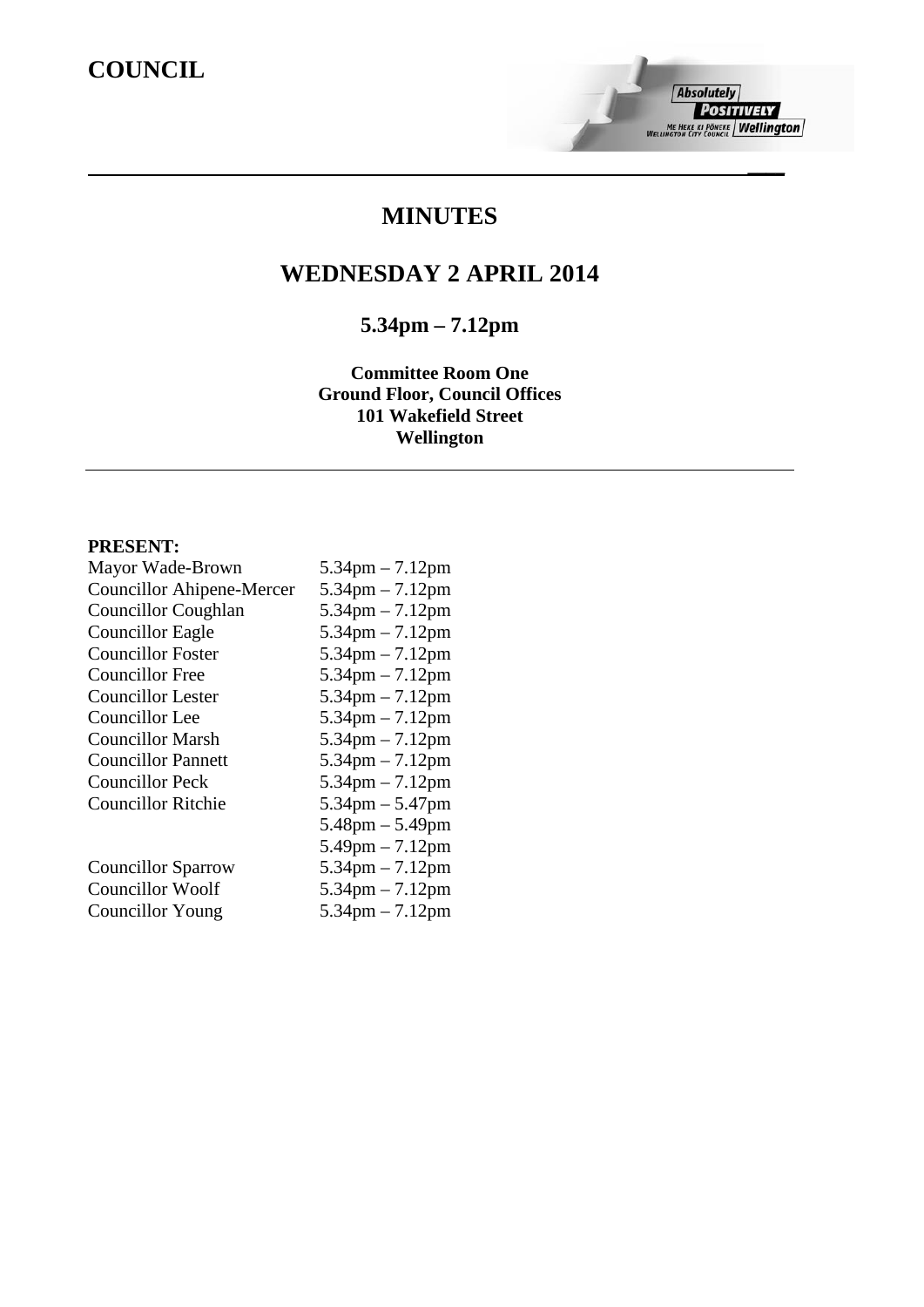# COUNCIL

## MINUTES

## WEDNESDAY 2 APRIL 2014

### 5.34pm – 7.12pm

**Committee Room One**
**Ground Floor, Council Offices**
**101 Wakefield Street**
**Wellington**

---

**PRESENT:**

| | |
|---|---|
| Mayor Wade-Brown | 5.34pm – 7.12pm |
| Councillor Ahipene-Mercer | 5.34pm – 7.12pm |
| Councillor Coughlan | 5.34pm – 7.12pm |
| Councillor Eagle | 5.34pm – 7.12pm |
| Councillor Foster | 5.34pm – 7.12pm |
| Councillor Free | 5.34pm – 7.12pm |
| Councillor Lester | 5.34pm – 7.12pm |
| Councillor Lee | 5.34pm – 7.12pm |
| Councillor Marsh | 5.34pm – 7.12pm |
| Councillor Pannett | 5.34pm – 7.12pm |
| Councillor Peck | 5.34pm – 7.12pm |
| Councillor Ritchie | 5.34pm – 5.47pm |
| | 5.48pm – 5.49pm |
| | 5.49pm – 7.12pm |
| Councillor Sparrow | 5.34pm – 7.12pm |
| Councillor Woolf | 5.34pm – 7.12pm |
| Councillor Young | 5.34pm – 7.12pm |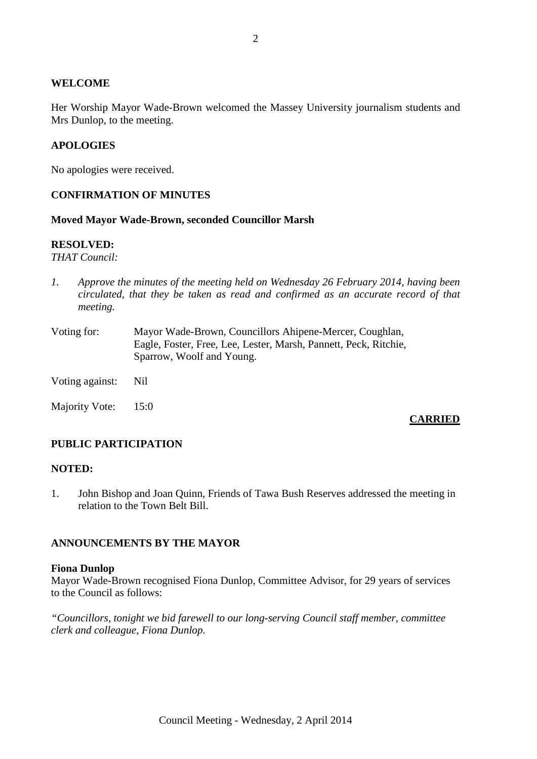## WELCOME

Her Worship Mayor Wade-Brown welcomed the Massey University journalism students and Mrs Dunlop, to the meeting.

## APOLOGIES

No apologies were received.

## CONFIRMATION OF MINUTES

**Moved Mayor Wade-Brown, seconded Councillor Marsh**

**RESOLVED:**
*THAT Council:*

1. *Approve the minutes of the meeting held on Wednesday 26 February 2014, having been circulated, that they be taken as read and confirmed as an accurate record of that meeting.*

| | |
|---|---|
| Voting for: | Mayor Wade-Brown, Councillors Ahipene-Mercer, Coughlan, Eagle, Foster, Free, Lee, Lester, Marsh, Pannett, Peck, Ritchie, Sparrow, Woolf and Young. |
| Voting against: | Nil |
| Majority Vote: | 15:0 |

**CARRIED**

## PUBLIC PARTICIPATION

**NOTED:**

1. John Bishop and Joan Quinn, Friends of Tawa Bush Reserves addressed the meeting in relation to the Town Belt Bill.

## ANNOUNCEMENTS BY THE MAYOR

**Fiona Dunlop**
Mayor Wade-Brown recognised Fiona Dunlop, Committee Advisor, for 29 years of services to the Council as follows:

*"Councillors, tonight we bid farewell to our long-serving Council staff member, committee clerk and colleague, Fiona Dunlop.*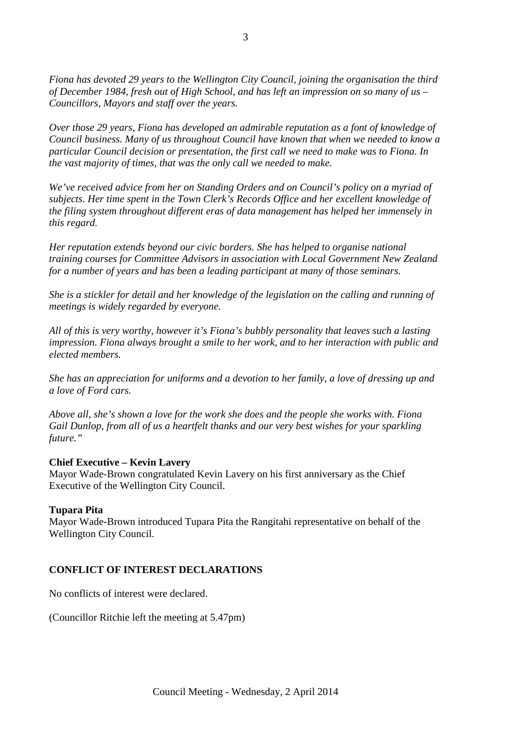*Fiona has devoted 29 years to the Wellington City Council, joining the organisation the third of December 1984, fresh out of High School, and has left an impression on so many of us – Councillors, Mayors and staff over the years.*

*Over those 29 years, Fiona has developed an admirable reputation as a font of knowledge of Council business. Many of us throughout Council have known that when we needed to know a particular Council decision or presentation, the first call we need to make was to Fiona. In the vast majority of times, that was the only call we needed to make.*

*We've received advice from her on Standing Orders and on Council's policy on a myriad of subjects. Her time spent in the Town Clerk's Records Office and her excellent knowledge of the filing system throughout different eras of data management has helped her immensely in this regard.*

*Her reputation extends beyond our civic borders. She has helped to organise national training courses for Committee Advisors in association with Local Government New Zealand for a number of years and has been a leading participant at many of those seminars.*

*She is a stickler for detail and her knowledge of the legislation on the calling and running of meetings is widely regarded by everyone.*

*All of this is very worthy, however it's Fiona's bubbly personality that leaves such a lasting impression. Fiona always brought a smile to her work, and to her interaction with public and elected members.*

*She has an appreciation for uniforms and a devotion to her family, a love of dressing up and a love of Ford cars.*

*Above all, she's shown a love for the work she does and the people she works with. Fiona Gail Dunlop, from all of us a heartfelt thanks and our very best wishes for your sparkling future."*

**Chief Executive – Kevin Lavery**
Mayor Wade-Brown congratulated Kevin Lavery on his first anniversary as the Chief Executive of the Wellington City Council.

**Tupara Pita**
Mayor Wade-Brown introduced Tupara Pita the Rangitahi representative on behalf of the Wellington City Council.

## CONFLICT OF INTEREST DECLARATIONS

No conflicts of interest were declared.

(Councillor Ritchie left the meeting at 5.47pm)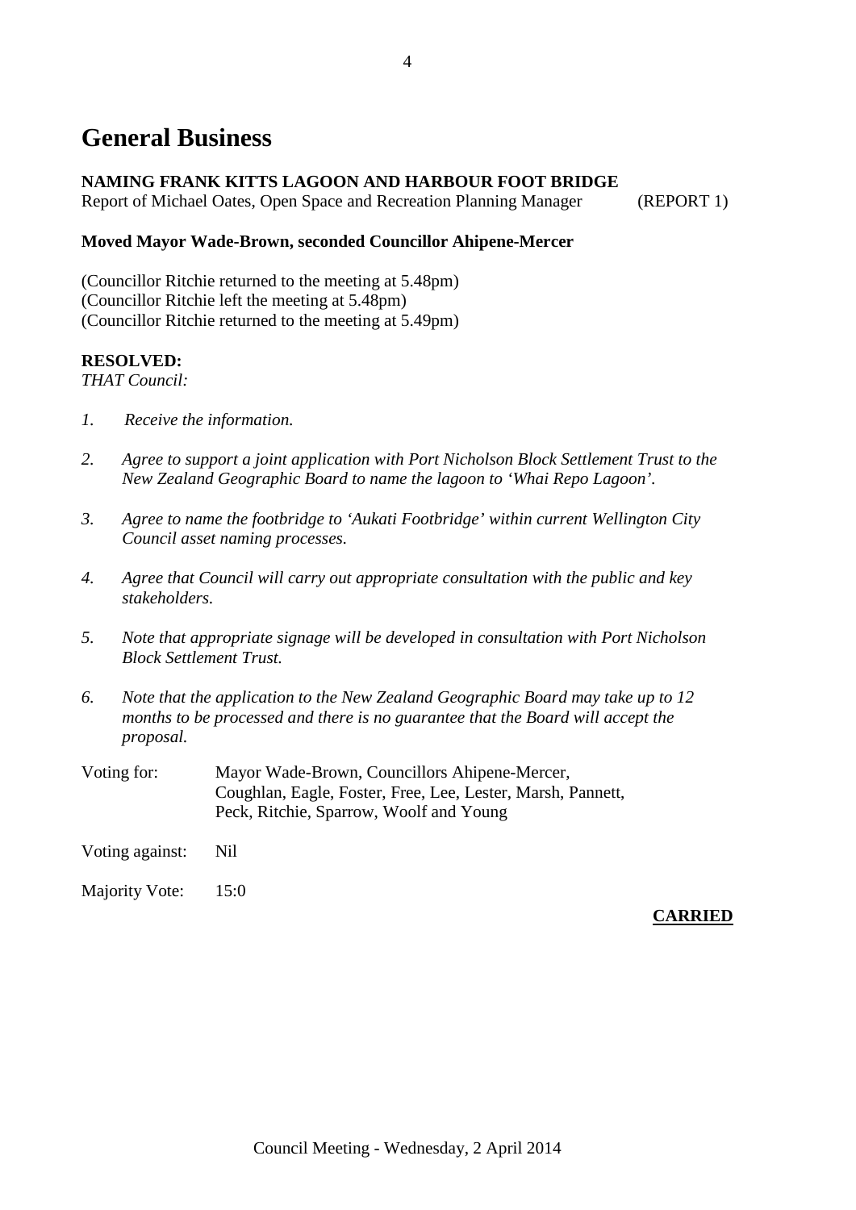# General Business

**NAMING FRANK KITTS LAGOON AND HARBOUR FOOT BRIDGE**
Report of Michael Oates, Open Space and Recreation Planning Manager (REPORT 1)

**Moved Mayor Wade-Brown, seconded Councillor Ahipene-Mercer**

(Councillor Ritchie returned to the meeting at 5.48pm)
(Councillor Ritchie left the meeting at 5.48pm)
(Councillor Ritchie returned to the meeting at 5.49pm)

**RESOLVED:**
*THAT Council:*

1. *Receive the information.*

2. *Agree to support a joint application with Port Nicholson Block Settlement Trust to the New Zealand Geographic Board to name the lagoon to 'Whai Repo Lagoon'.*

3. *Agree to name the footbridge to 'Aukati Footbridge' within current Wellington City Council asset naming processes.*

4. *Agree that Council will carry out appropriate consultation with the public and key stakeholders.*

5. *Note that appropriate signage will be developed in consultation with Port Nicholson Block Settlement Trust.*

6. *Note that the application to the New Zealand Geographic Board may take up to 12 months to be processed and there is no guarantee that the Board will accept the proposal.*

| | |
|---|---|
| Voting for: | Mayor Wade-Brown, Councillors Ahipene-Mercer, Coughlan, Eagle, Foster, Free, Lee, Lester, Marsh, Pannett, Peck, Ritchie, Sparrow, Woolf and Young |
| Voting against: | Nil |
| Majority Vote: | 15:0 |

**CARRIED**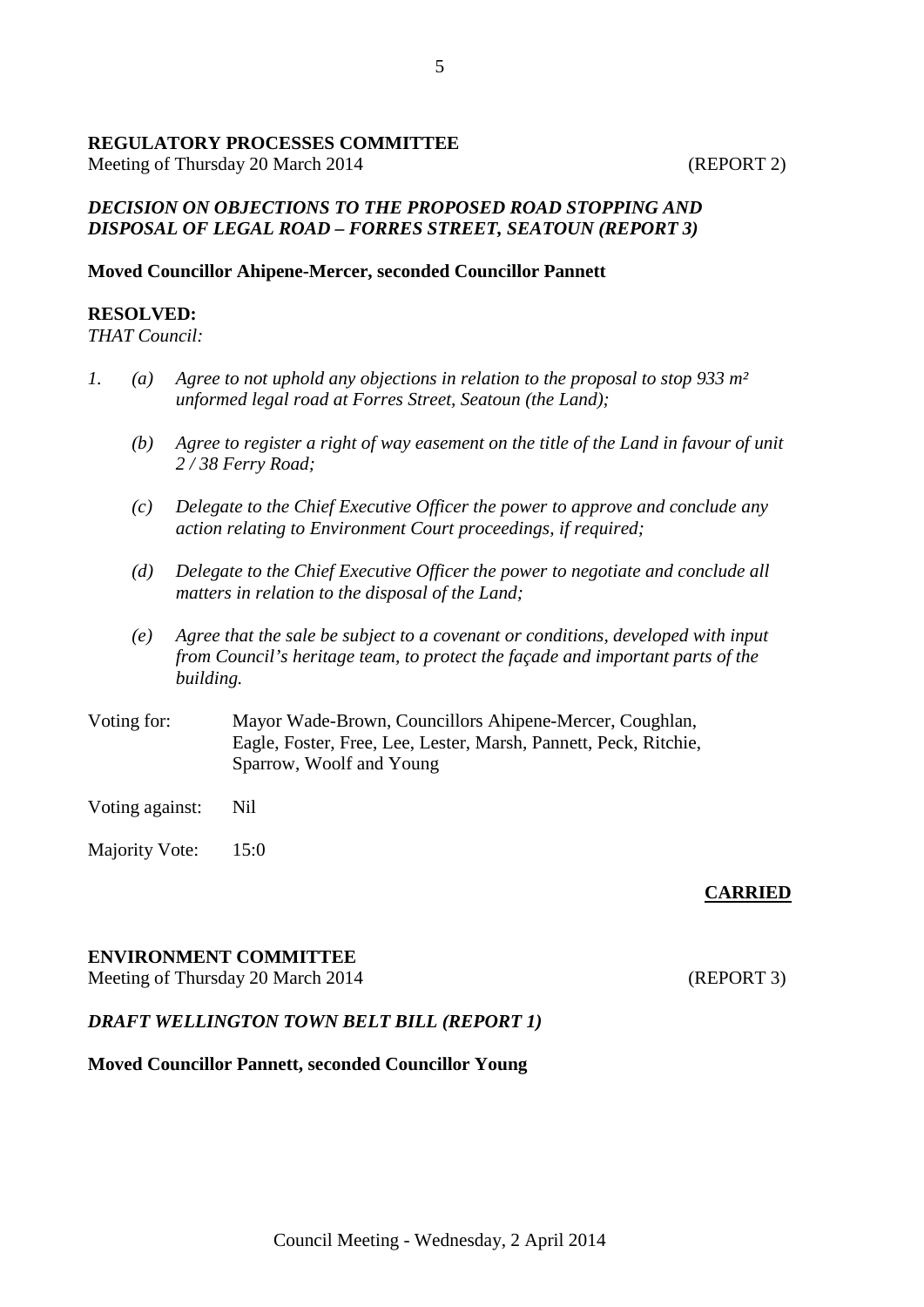**REGULATORY PROCESSES COMMITTEE**
Meeting of Thursday 20 March 2014 (REPORT 2)

***DECISION ON OBJECTIONS TO THE PROPOSED ROAD STOPPING AND DISPOSAL OF LEGAL ROAD – FORRES STREET, SEATOUN (REPORT 3)***

**Moved Councillor Ahipene-Mercer, seconded Councillor Pannett**

**RESOLVED:**
*THAT Council:*

*1. (a) Agree to not uphold any objections in relation to the proposal to stop 933 m² unformed legal road at Forres Street, Seatoun (the Land);*

*(b) Agree to register a right of way easement on the title of the Land in favour of unit 2 / 38 Ferry Road;*

*(c) Delegate to the Chief Executive Officer the power to approve and conclude any action relating to Environment Court proceedings, if required;*

*(d) Delegate to the Chief Executive Officer the power to negotiate and conclude all matters in relation to the disposal of the Land;*

*(e) Agree that the sale be subject to a covenant or conditions, developed with input from Council's heritage team, to protect the façade and important parts of the building.*

Voting for: Mayor Wade-Brown, Councillors Ahipene-Mercer, Coughlan, Eagle, Foster, Free, Lee, Lester, Marsh, Pannett, Peck, Ritchie, Sparrow, Woolf and Young

Voting against: Nil

Majority Vote: 15:0

**CARRIED**

**ENVIRONMENT COMMITTEE**
Meeting of Thursday 20 March 2014 (REPORT 3)

***DRAFT WELLINGTON TOWN BELT BILL (REPORT 1)***

**Moved Councillor Pannett, seconded Councillor Young**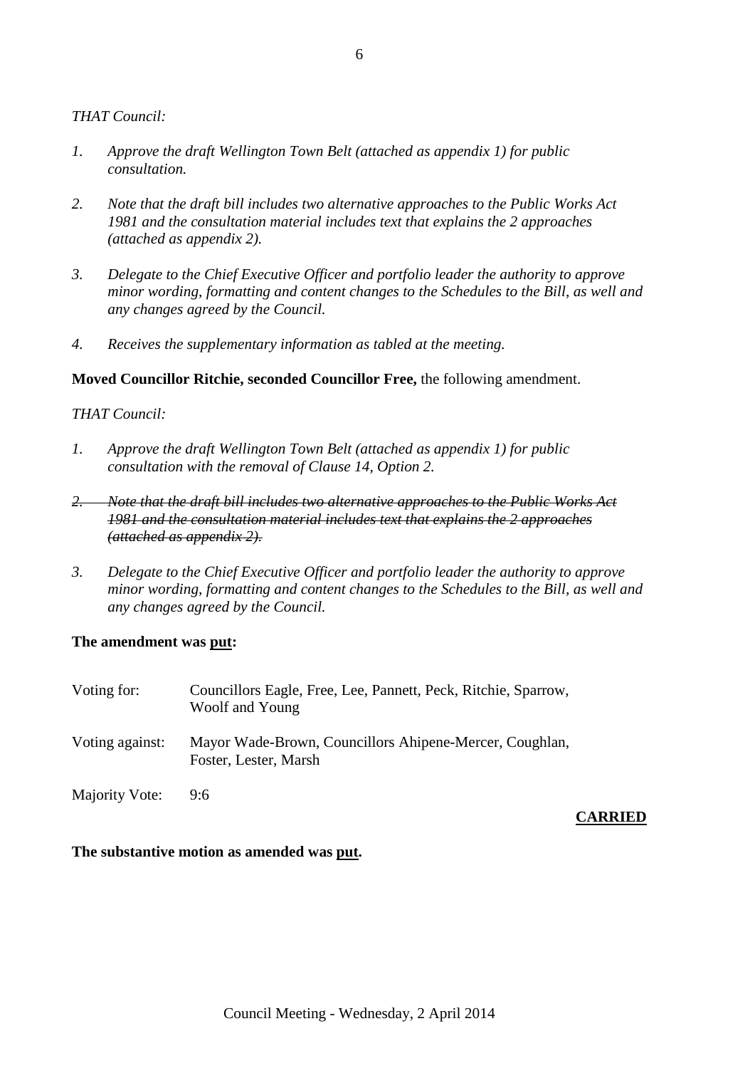*THAT Council:*

1. *Approve the draft Wellington Town Belt (attached as appendix 1) for public consultation.*

2. *Note that the draft bill includes two alternative approaches to the Public Works Act 1981 and the consultation material includes text that explains the 2 approaches (attached as appendix 2).*

3. *Delegate to the Chief Executive Officer and portfolio leader the authority to approve minor wording, formatting and content changes to the Schedules to the Bill, as well and any changes agreed by the Council.*

4. *Receives the supplementary information as tabled at the meeting.*

**Moved Councillor Ritchie, seconded Councillor Free,** the following amendment.

*THAT Council:*

1. *Approve the draft Wellington Town Belt (attached as appendix 1) for public consultation with the removal of Clause 14, Option 2.*

2. ~~*Note that the draft bill includes two alternative approaches to the Public Works Act 1981 and the consultation material includes text that explains the 2 approaches (attached as appendix 2).*~~

3. *Delegate to the Chief Executive Officer and portfolio leader the authority to approve minor wording, formatting and content changes to the Schedules to the Bill, as well and any changes agreed by the Council.*

**The amendment was put:**

| | |
|---|---|
| Voting for: | Councillors Eagle, Free, Lee, Pannett, Peck, Ritchie, Sparrow, Woolf and Young |
| Voting against: | Mayor Wade-Brown, Councillors Ahipene-Mercer, Coughlan, Foster, Lester, Marsh |
| Majority Vote: | 9:6 |

**CARRIED**

**The substantive motion as amended was put.**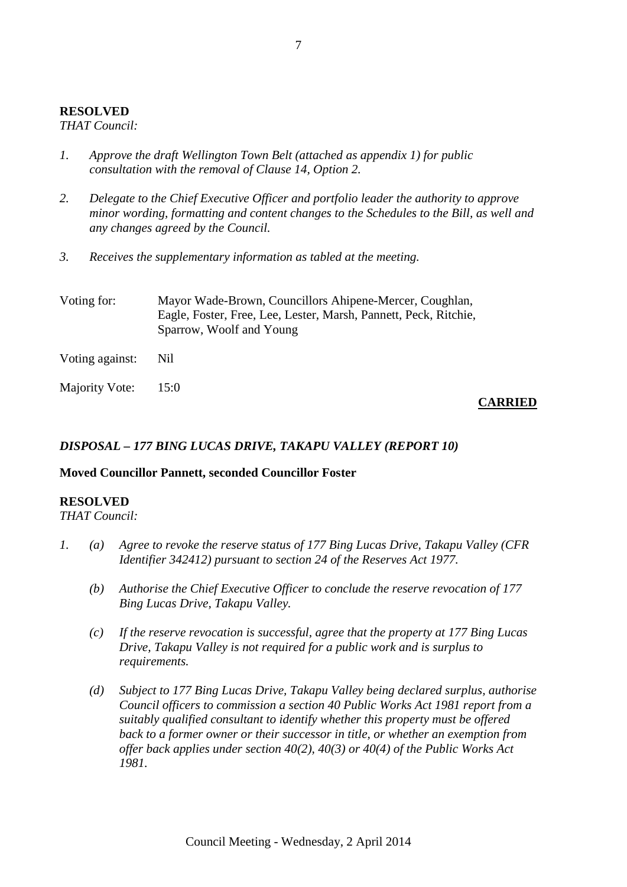**RESOLVED**
*THAT Council:*

1. *Approve the draft Wellington Town Belt (attached as appendix 1) for public consultation with the removal of Clause 14, Option 2.*

2. *Delegate to the Chief Executive Officer and portfolio leader the authority to approve minor wording, formatting and content changes to the Schedules to the Bill, as well and any changes agreed by the Council.*

3. *Receives the supplementary information as tabled at the meeting.*

| | |
|---|---|
| Voting for: | Mayor Wade-Brown, Councillors Ahipene-Mercer, Coughlan, Eagle, Foster, Free, Lee, Lester, Marsh, Pannett, Peck, Ritchie, Sparrow, Woolf and Young |
| Voting against: | Nil |
| Majority Vote: | 15:0 |

**CARRIED**

### *DISPOSAL – 177 BING LUCAS DRIVE, TAKAPU VALLEY (REPORT 10)*

**Moved Councillor Pannett, seconded Councillor Foster**

**RESOLVED**
*THAT Council:*

1. (a) *Agree to revoke the reserve status of 177 Bing Lucas Drive, Takapu Valley (CFR Identifier 342412) pursuant to section 24 of the Reserves Act 1977.*

   (b) *Authorise the Chief Executive Officer to conclude the reserve revocation of 177 Bing Lucas Drive, Takapu Valley.*

   (c) *If the reserve revocation is successful, agree that the property at 177 Bing Lucas Drive, Takapu Valley is not required for a public work and is surplus to requirements.*

   (d) *Subject to 177 Bing Lucas Drive, Takapu Valley being declared surplus, authorise Council officers to commission a section 40 Public Works Act 1981 report from a suitably qualified consultant to identify whether this property must be offered back to a former owner or their successor in title, or whether an exemption from offer back applies under section 40(2), 40(3) or 40(4) of the Public Works Act 1981.*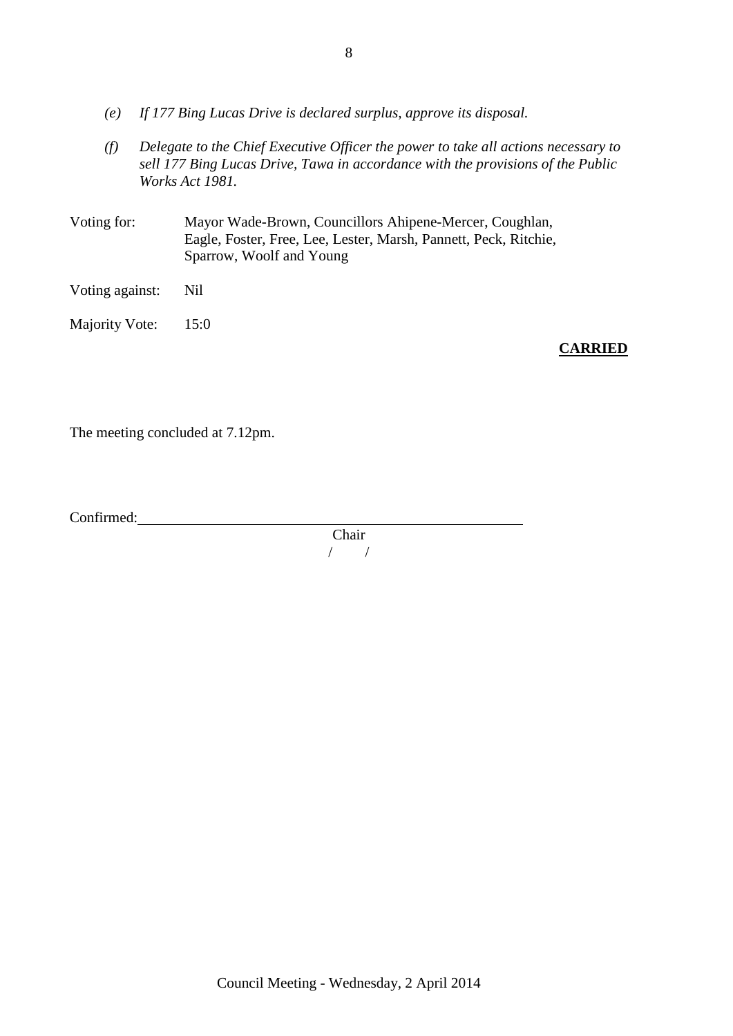*(e) If 177 Bing Lucas Drive is declared surplus, approve its disposal.*

*(f) Delegate to the Chief Executive Officer the power to take all actions necessary to sell 177 Bing Lucas Drive, Tawa in accordance with the provisions of the Public Works Act 1981.*

| | |
|---|---|
| Voting for: | Mayor Wade-Brown, Councillors Ahipene-Mercer, Coughlan, Eagle, Foster, Free, Lee, Lester, Marsh, Pannett, Peck, Ritchie, Sparrow, Woolf and Young |
| Voting against: | Nil |
| Majority Vote: | 15:0 |

**CARRIED**

The meeting concluded at 7.12pm.

Confirmed: ____________________________________________

Chair

/ /